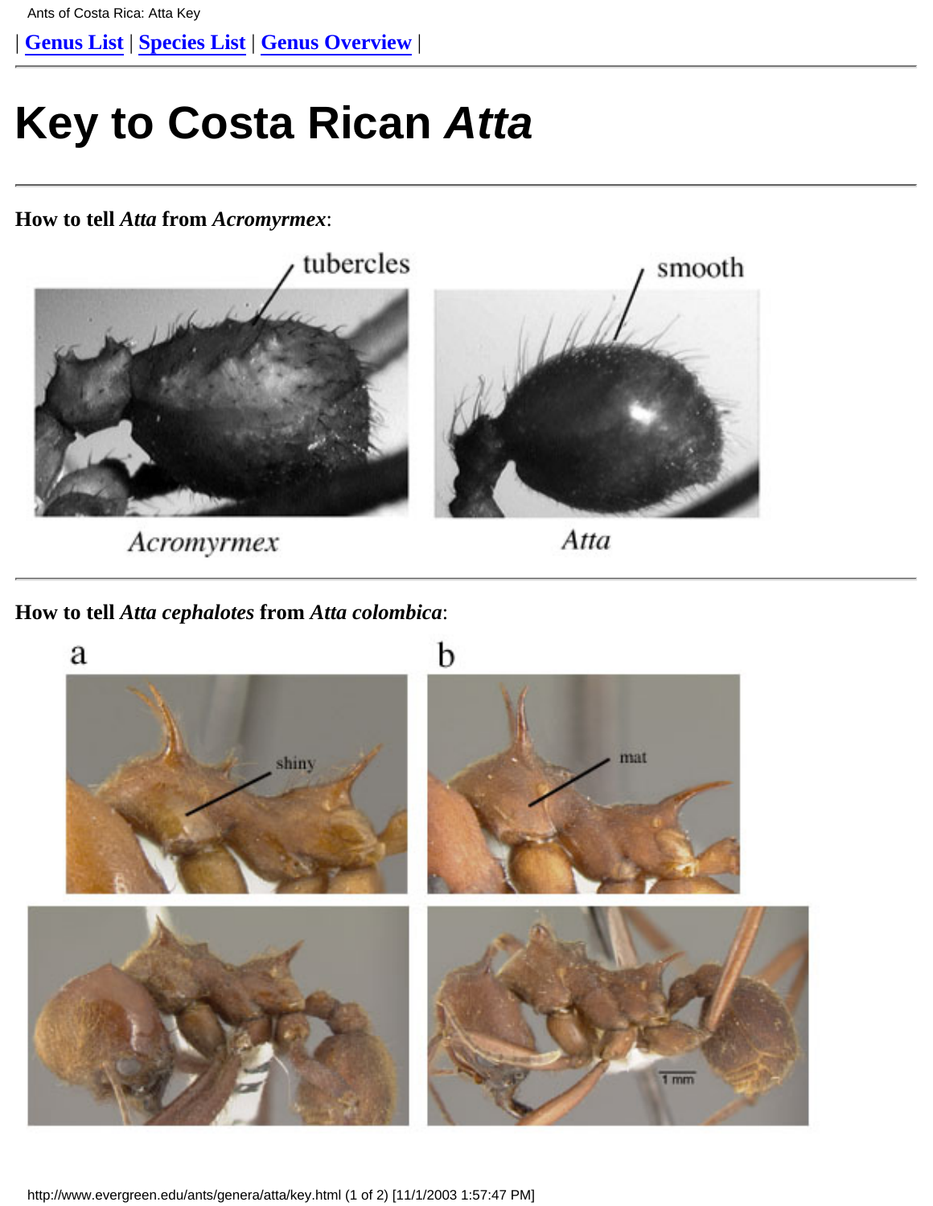| **Genus List** | **Species List** | **Genus Overview** |

# Key to Costa Rican *Atta*

**How to tell *Atta* from *Acromyrmex*:**

tubercles

smooth

*Acromyrmex*

*Atta*

**How to tell *Atta cephalotes* from *Atta colombica*:**

a

b

shiny

mat

1 mm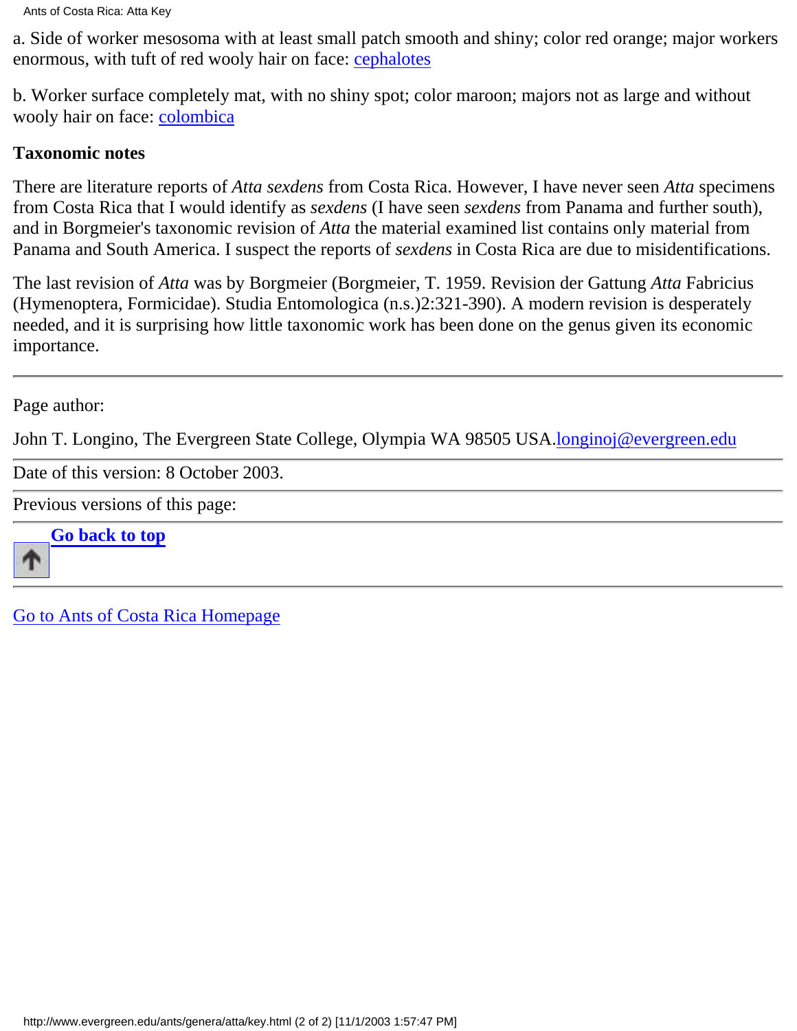a. Side of worker mesosoma with at least small patch smooth and shiny; color red orange; major workers enormous, with tuft of red wooly hair on face: cephalotes

b. Worker surface completely mat, with no shiny spot; color maroon; majors not as large and without wooly hair on face: colombica

**Taxonomic notes**

There are literature reports of *Atta sexdens* from Costa Rica. However, I have never seen *Atta* specimens from Costa Rica that I would identify as *sexdens* (I have seen *sexdens* from Panama and further south), and in Borgmeier's taxonomic revision of *Atta* the material examined list contains only material from Panama and South America. I suspect the reports of *sexdens* in Costa Rica are due to misidentifications.

The last revision of *Atta* was by Borgmeier (Borgmeier, T. 1959. Revision der Gattung *Atta* Fabricius (Hymenoptera, Formicidae). Studia Entomologica (n.s.)2:321-390). A modern revision is desperately needed, and it is surprising how little taxonomic work has been done on the genus given its economic importance.

---

Page author:

John T. Longino, The Evergreen State College, Olympia WA 98505 USA.longinoj@evergreen.edu

---

Date of this version: 8 October 2003.

---

Previous versions of this page:

---

**Go back to top**

---

Go to Ants of Costa Rica Homepage